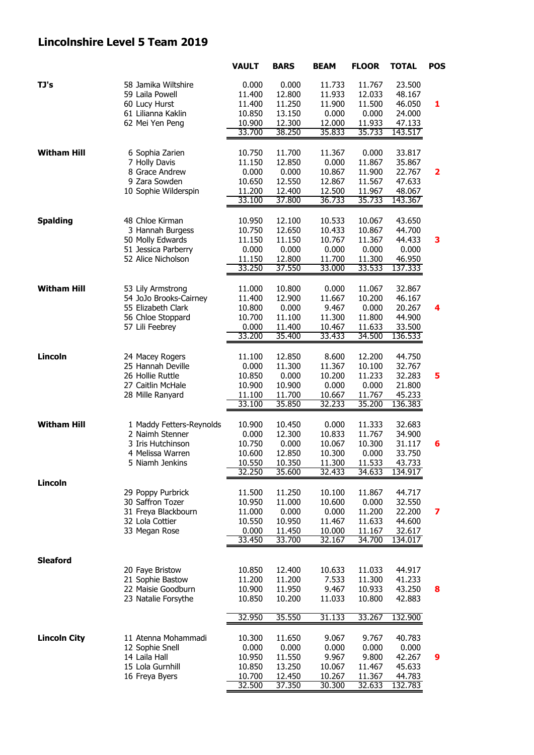# Lincolnshire Level 5 Team 2019

| | | VAULT | BARS | BEAM | FLOOR | TOTAL | POS |
|---|---|---|---|---|---|---|---|
| **TJ's** | 58 Jamika Wiltshire | 0.000 | 0.000 | 11.733 | 11.767 | 23.500 | |
| | 59 Laila Powell | 11.400 | 12.800 | 11.933 | 12.033 | 48.167 | |
| | 60 Lucy Hurst | 11.400 | 11.250 | 11.900 | 11.500 | 46.050 | **1** |
| | 61 Lilianna Kaklin | 10.850 | 13.150 | 0.000 | 0.000 | 24.000 | |
| | 62 Mei Yen Peng | 10.900 | 12.300 | 12.000 | 11.933 | 47.133 | |
| | | 33.700 | 38.250 | 35.833 | 35.733 | 143.517 | |
| **Witham Hill** | 6 Sophia Zarien | 10.750 | 11.700 | 11.367 | 0.000 | 33.817 | |
| | 7 Holly Davis | 11.150 | 12.850 | 0.000 | 11.867 | 35.867 | |
| | 8 Grace Andrew | 0.000 | 0.000 | 10.867 | 11.900 | 22.767 | **2** |
| | 9 Zara Sowden | 10.650 | 12.550 | 12.867 | 11.567 | 47.633 | |
| | 10 Sophie Wilderspin | 11.200 | 12.400 | 12.500 | 11.967 | 48.067 | |
| | | 33.100 | 37.800 | 36.733 | 35.733 | 143.367 | |
| **Spalding** | 48 Chloe Kirman | 10.950 | 12.100 | 10.533 | 10.067 | 43.650 | |
| | 3 Hannah Burgess | 10.750 | 12.650 | 10.433 | 10.867 | 44.700 | |
| | 50 Molly Edwards | 11.150 | 11.150 | 10.767 | 11.367 | 44.433 | **3** |
| | 51 Jessica Parberry | 0.000 | 0.000 | 0.000 | 0.000 | 0.000 | |
| | 52 Alice Nicholson | 11.150 | 12.800 | 11.700 | 11.300 | 46.950 | |
| | | 33.250 | 37.550 | 33.000 | 33.533 | 137.333 | |
| **Witham Hill** | 53 Lily Armstrong | 11.000 | 10.800 | 0.000 | 11.067 | 32.867 | |
| | 54 JoJo Brooks-Cairney | 11.400 | 12.900 | 11.667 | 10.200 | 46.167 | |
| | 55 Elizabeth Clark | 10.800 | 0.000 | 9.467 | 0.000 | 20.267 | **4** |
| | 56 Chloe Stoppard | 10.700 | 11.100 | 11.300 | 11.800 | 44.900 | |
| | 57 Lili Feebrey | 0.000 | 11.400 | 10.467 | 11.633 | 33.500 | |
| | | 33.200 | 35.400 | 33.433 | 34.500 | 136.533 | |
| **Lincoln** | 24 Macey Rogers | 11.100 | 12.850 | 8.600 | 12.200 | 44.750 | |
| | 25 Hannah Deville | 0.000 | 11.300 | 11.367 | 10.100 | 32.767 | |
| | 26 Hollie Ruttle | 10.850 | 0.000 | 10.200 | 11.233 | 32.283 | **5** |
| | 27 Caitlin McHale | 10.900 | 10.900 | 0.000 | 0.000 | 21.800 | |
| | 28 Mille Ranyard | 11.100 | 11.700 | 10.667 | 11.767 | 45.233 | |
| | | 33.100 | 35.850 | 32.233 | 35.200 | 136.383 | |
| **Witham Hill** | 1 Maddy Fetters-Reynolds | 10.900 | 10.450 | 0.000 | 11.333 | 32.683 | |
| | 2 Naimh Stenner | 0.000 | 12.300 | 10.833 | 11.767 | 34.900 | |
| | 3 Iris Hutchinson | 10.750 | 0.000 | 10.067 | 10.300 | 31.117 | **6** |
| | 4 Melissa Warren | 10.600 | 12.850 | 10.300 | 0.000 | 33.750 | |
| | 5 Niamh Jenkins | 10.550 | 10.350 | 11.300 | 11.533 | 43.733 | |
| | | 32.250 | 35.600 | 32.433 | 34.633 | 134.917 | |
| **Lincoln** | 29 Poppy Purbrick | 11.500 | 11.250 | 10.100 | 11.867 | 44.717 | |
| | 30 Saffron Tozer | 10.950 | 11.000 | 10.600 | 0.000 | 32.550 | |
| | 31 Freya Blackbourn | 11.000 | 0.000 | 0.000 | 11.200 | 22.200 | **7** |
| | 32 Lola Cottier | 10.550 | 10.950 | 11.467 | 11.633 | 44.600 | |
| | 33 Megan Rose | 0.000 | 11.450 | 10.000 | 11.167 | 32.617 | |
| | | 33.450 | 33.700 | 32.167 | 34.700 | 134.017 | |
| **Sleaford** | 20 Faye Bristow | 10.850 | 12.400 | 10.633 | 11.033 | 44.917 | |
| | 21 Sophie Bastow | 11.200 | 11.200 | 7.533 | 11.300 | 41.233 | |
| | 22 Maisie Goodburn | 10.900 | 11.950 | 9.467 | 10.933 | 43.250 | **8** |
| | 23 Natalie Forsythe | 10.850 | 10.200 | 11.033 | 10.800 | 42.883 | |
| | | 32.950 | 35.550 | 31.133 | 33.267 | 132.900 | |
| **Lincoln City** | 11 Atenna Mohammadi | 10.300 | 11.650 | 9.067 | 9.767 | 40.783 | |
| | 12 Sophie Snell | 0.000 | 0.000 | 0.000 | 0.000 | 0.000 | |
| | 14 Laila Hall | 10.950 | 11.550 | 9.967 | 9.800 | 42.267 | **9** |
| | 15 Lola Gurnhill | 10.850 | 13.250 | 10.067 | 11.467 | 45.633 | |
| | 16 Freya Byers | 10.700 | 12.450 | 10.267 | 11.367 | 44.783 | |
| | | 32.500 | 37.350 | 30.300 | 32.633 | 132.783 | |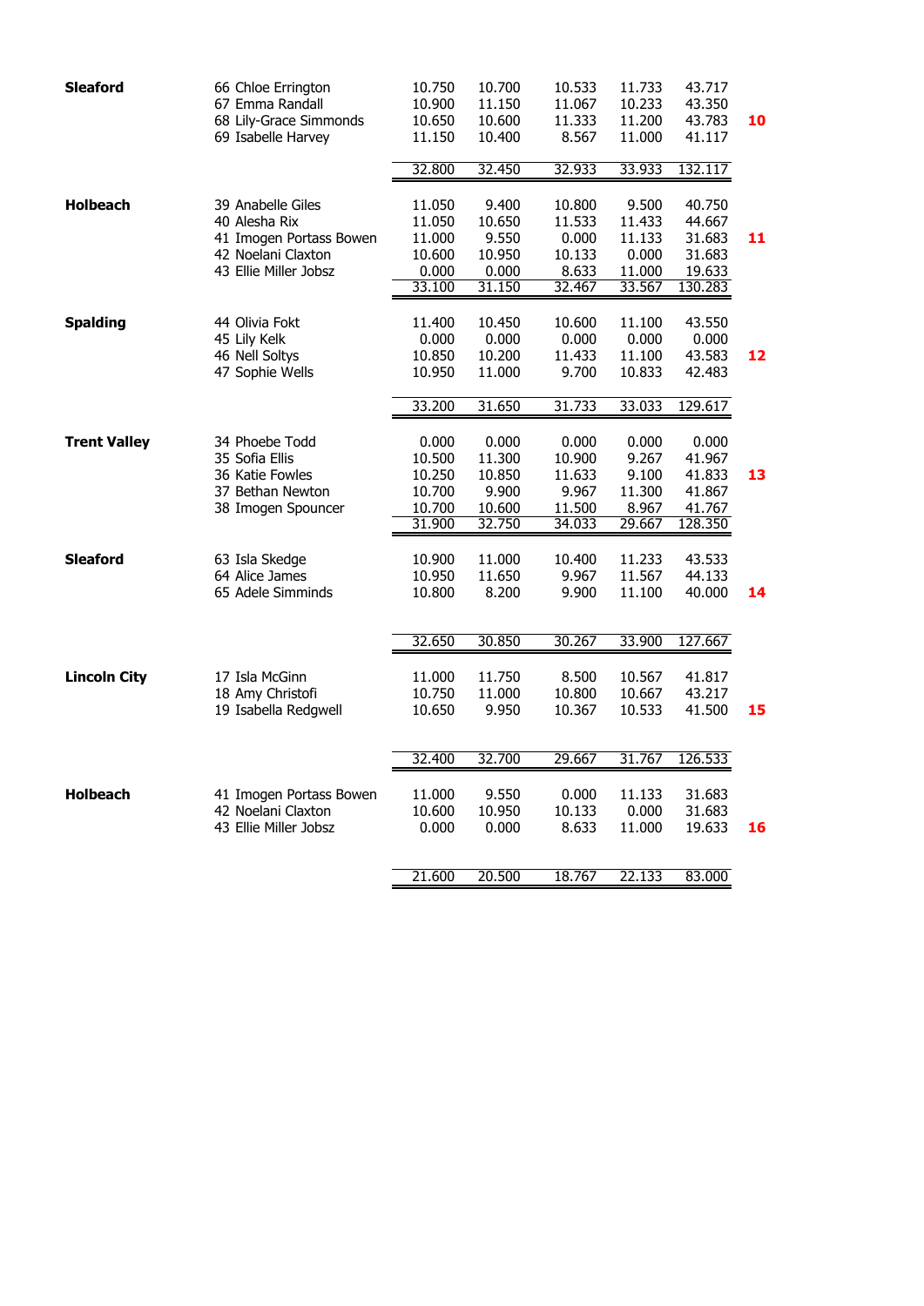| | | | | | | | |
|---|---|---|---|---|---|---|---|
| **Sleaford** | 66 Chloe Errington | 10.750 | 10.700 | 10.533 | 11.733 | 43.717 | |
| | 67 Emma Randall | 10.900 | 11.150 | 11.067 | 10.233 | 43.350 | |
| | 68 Lily-Grace Simmonds | 10.650 | 10.600 | 11.333 | 11.200 | 43.783 | **10** |
| | 69 Isabelle Harvey | 11.150 | 10.400 | 8.567 | 11.000 | 41.117 | |
| | | 32.800 | 32.450 | 32.933 | 33.933 | 132.117 | |
| **Holbeach** | 39 Anabelle Giles | 11.050 | 9.400 | 10.800 | 9.500 | 40.750 | |
| | 40 Alesha Rix | 11.050 | 10.650 | 11.533 | 11.433 | 44.667 | |
| | 41 Imogen Portass Bowen | 11.000 | 9.550 | 0.000 | 11.133 | 31.683 | **11** |
| | 42 Noelani Claxton | 10.600 | 10.950 | 10.133 | 0.000 | 31.683 | |
| | 43 Ellie Miller Jobsz | 0.000 | 0.000 | 8.633 | 11.000 | 19.633 | |
| | | 33.100 | 31.150 | 32.467 | 33.567 | 130.283 | |
| **Spalding** | 44 Olivia Fokt | 11.400 | 10.450 | 10.600 | 11.100 | 43.550 | |
| | 45 Lily Kelk | 0.000 | 0.000 | 0.000 | 0.000 | 0.000 | |
| | 46 Nell Soltys | 10.850 | 10.200 | 11.433 | 11.100 | 43.583 | **12** |
| | 47 Sophie Wells | 10.950 | 11.000 | 9.700 | 10.833 | 42.483 | |
| | | 33.200 | 31.650 | 31.733 | 33.033 | 129.617 | |
| **Trent Valley** | 34 Phoebe Todd | 0.000 | 0.000 | 0.000 | 0.000 | 0.000 | |
| | 35 Sofia Ellis | 10.500 | 11.300 | 10.900 | 9.267 | 41.967 | |
| | 36 Katie Fowles | 10.250 | 10.850 | 11.633 | 9.100 | 41.833 | **13** |
| | 37 Bethan Newton | 10.700 | 9.900 | 9.967 | 11.300 | 41.867 | |
| | 38 Imogen Spouncer | 10.700 | 10.600 | 11.500 | 8.967 | 41.767 | |
| | | 31.900 | 32.750 | 34.033 | 29.667 | 128.350 | |
| **Sleaford** | 63 Isla Skedge | 10.900 | 11.000 | 10.400 | 11.233 | 43.533 | |
| | 64 Alice James | 10.950 | 11.650 | 9.967 | 11.567 | 44.133 | |
| | 65 Adele Simminds | 10.800 | 8.200 | 9.900 | 11.100 | 40.000 | **14** |
| | | 32.650 | 30.850 | 30.267 | 33.900 | 127.667 | |
| **Lincoln City** | 17 Isla McGinn | 11.000 | 11.750 | 8.500 | 10.567 | 41.817 | |
| | 18 Amy Christofi | 10.750 | 11.000 | 10.800 | 10.667 | 43.217 | |
| | 19 Isabella Redgwell | 10.650 | 9.950 | 10.367 | 10.533 | 41.500 | **15** |
| | | 32.400 | 32.700 | 29.667 | 31.767 | 126.533 | |
| **Holbeach** | 41 Imogen Portass Bowen | 11.000 | 9.550 | 0.000 | 11.133 | 31.683 | |
| | 42 Noelani Claxton | 10.600 | 10.950 | 10.133 | 0.000 | 31.683 | |
| | 43 Ellie Miller Jobsz | 0.000 | 0.000 | 8.633 | 11.000 | 19.633 | **16** |
| | | 21.600 | 20.500 | 18.767 | 22.133 | 83.000 | |